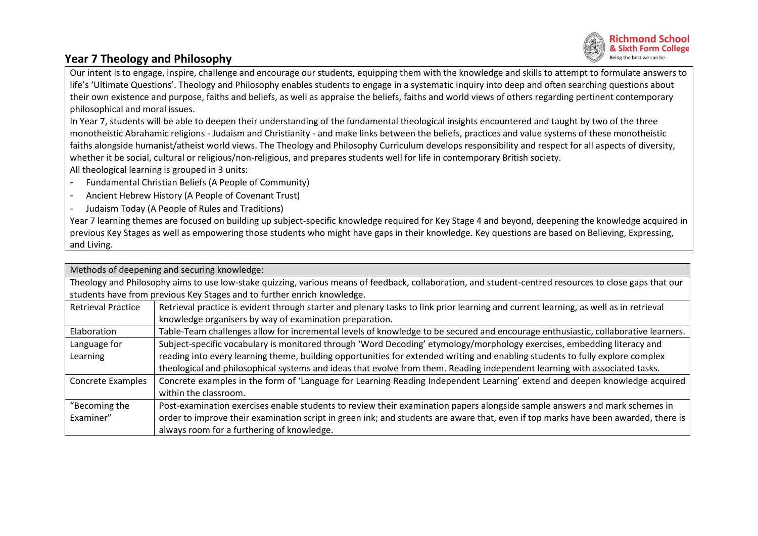## Year 7 Theology and Philosophy

Our intent is to engage, inspire, challenge and encourage our students, equipping them with the knowledge and skills to attempt to formulate answers to life's 'Ultimate Questions'. Theology and Philosophy enables students to engage in a systematic inquiry into deep and often searching questions about their own existence and purpose, faiths and beliefs, as well as appraise the beliefs, faiths and world views of others regarding pertinent contemporary philosophical and moral issues.

In Year 7, students will be able to deepen their understanding of the fundamental theological insights encountered and taught by two of the three monotheistic Abrahamic religions - Judaism and Christianity - and make links between the beliefs, practices and value systems of these monotheistic faiths alongside humanist/atheist world views. The Theology and Philosophy Curriculum develops responsibility and respect for all aspects of diversity, whether it be social, cultural or religious/non-religious, and prepares students well for life in contemporary British society.

All theological learning is grouped in 3 units:

- Fundamental Christian Beliefs (A People of Community)
- Ancient Hebrew History (A People of Covenant Trust)
- Judaism Today (A People of Rules and Traditions)

Year 7 learning themes are focused on building up subject-specific knowledge required for Key Stage 4 and beyond, deepening the knowledge acquired in previous Key Stages as well as empowering those students who might have gaps in their knowledge. Key questions are based on Believing, Expressing, and Living.

| Methods of deepening and securing knowledge: | |
|---|---|
| Theology and Philosophy aims to use low-stake quizzing, various means of feedback, collaboration, and student-centred resources to close gaps that our students have from previous Key Stages and to further enrich knowledge. | |
| Retrieval Practice | Retrieval practice is evident through starter and plenary tasks to link prior learning and current learning, as well as in retrieval knowledge organisers by way of examination preparation. |
| Elaboration | Table-Team challenges allow for incremental levels of knowledge to be secured and encourage enthusiastic, collaborative learners. |
| Language for Learning | Subject-specific vocabulary is monitored through 'Word Decoding' etymology/morphology exercises, embedding literacy and reading into every learning theme, building opportunities for extended writing and enabling students to fully explore complex theological and philosophical systems and ideas that evolve from them. Reading independent learning with associated tasks. |
| Concrete Examples | Concrete examples in the form of 'Language for Learning Reading Independent Learning' extend and deepen knowledge acquired within the classroom. |
| "Becoming the Examiner" | Post-examination exercises enable students to review their examination papers alongside sample answers and mark schemes in order to improve their examination script in green ink; and students are aware that, even if top marks have been awarded, there is always room for a furthering of knowledge. |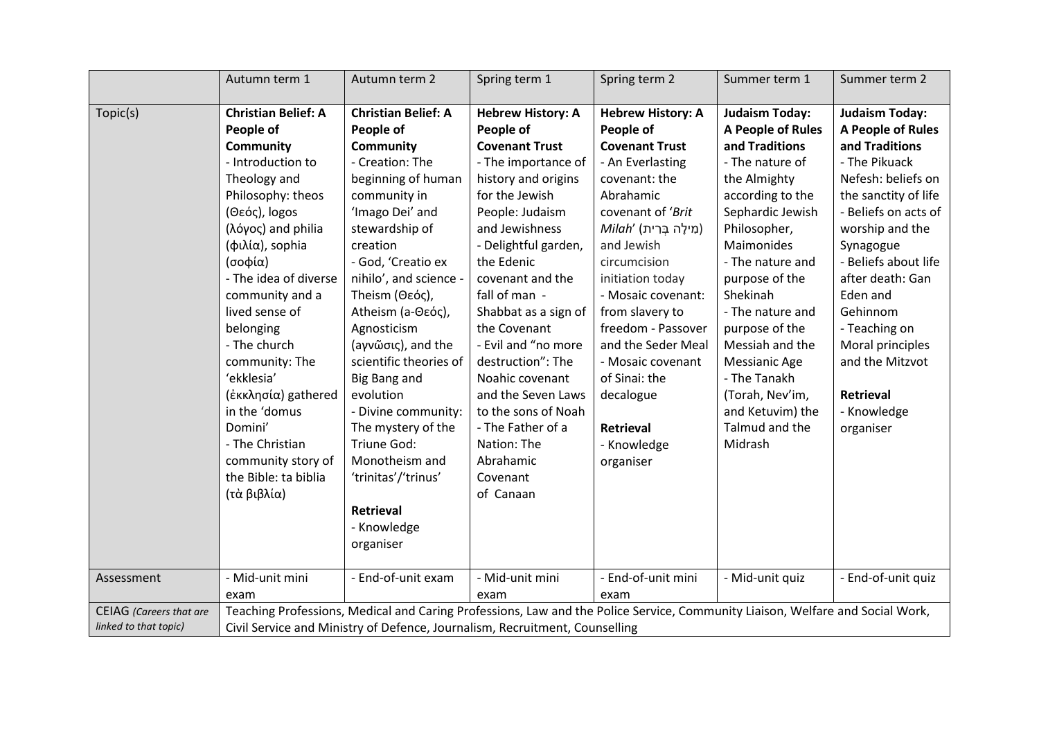| | Autumn term 1 | Autumn term 2 | Spring term 1 | Spring term 2 | Summer term 1 | Summer term 2 |
|---|---|---|---|---|---|---|
| Topic(s) | **Christian Belief: A People of Community**<br>- Introduction to Theology and Philosophy: theos (Θεός), logos (λόγος) and philia (φιλία), sophia (σοφία)<br>- The idea of diverse community and a lived sense of belonging<br>- The church community: The 'ekklesia' (ἐκκλησία) gathered in the 'domus Domini'<br>- The Christian community story of the Bible: ta biblia (τὰ βιβλία) | **Christian Belief: A People of Community**<br>- Creation: The beginning of human community in 'Imago Dei' and stewardship of creation<br>- God, 'Creatio ex nihilo', and science - Theism (Θεός), Atheism (a-Θεός), Agnosticism (αγνῶσις), and the scientific theories of Big Bang and evolution<br>- Divine community: The mystery of the Triune God: Monotheism and 'trinitas'/'trinus'<br><br>**Retrieval**<br>- Knowledge organiser | **Hebrew History: A People of Covenant Trust**<br>- The importance of history and origins for the Jewish People: Judaism and Jewishness<br>- Delightful garden, the Edenic covenant and the fall of man -<br>Shabbat as a sign of the Covenant<br>- Evil and "no more destruction": The Noahic covenant and the Seven Laws to the sons of Noah<br>- The Father of a Nation: The Abrahamic Covenant of Canaan | **Hebrew History: A People of Covenant Trust**<br>- An Everlasting covenant: the Abrahamic covenant of '*Brit Milah*' (מִילָה בְּרִית) and Jewish circumcision initiation today<br>- Mosaic covenant: from slavery to freedom - Passover and the Seder Meal<br>- Mosaic covenant of Sinai: the decalogue<br><br>**Retrieval**<br>- Knowledge organiser | **Judaism Today: A People of Rules and Traditions**<br>- The nature of the Almighty according to the Sephardic Jewish Philosopher, Maimonides<br>- The nature and purpose of the Shekinah<br>- The nature and purpose of the Messiah and the Messianic Age<br>- The Tanakh (Torah, Nev'im, and Ketuvim) the Talmud and the Midrash | **Judaism Today: A People of Rules and Traditions**<br>- The Pikuack Nefesh: beliefs on the sanctity of life<br>- Beliefs on acts of worship and the Synagogue<br>- Beliefs about life after death: Gan Eden and Gehinnom<br>- Teaching on Moral principles and the Mitzvot<br><br>**Retrieval**<br>- Knowledge organiser |
| Assessment | - Mid-unit mini exam | - End-of-unit exam | - Mid-unit mini exam | - End-of-unit mini exam | - Mid-unit quiz | - End-of-unit quiz |
| CEIAG *(Careers that are linked to that topic)* | Teaching Professions, Medical and Caring Professions, Law and the Police Service, Community Liaison, Welfare and Social Work, Civil Service and Ministry of Defence, Journalism, Recruitment, Counselling | | | | | |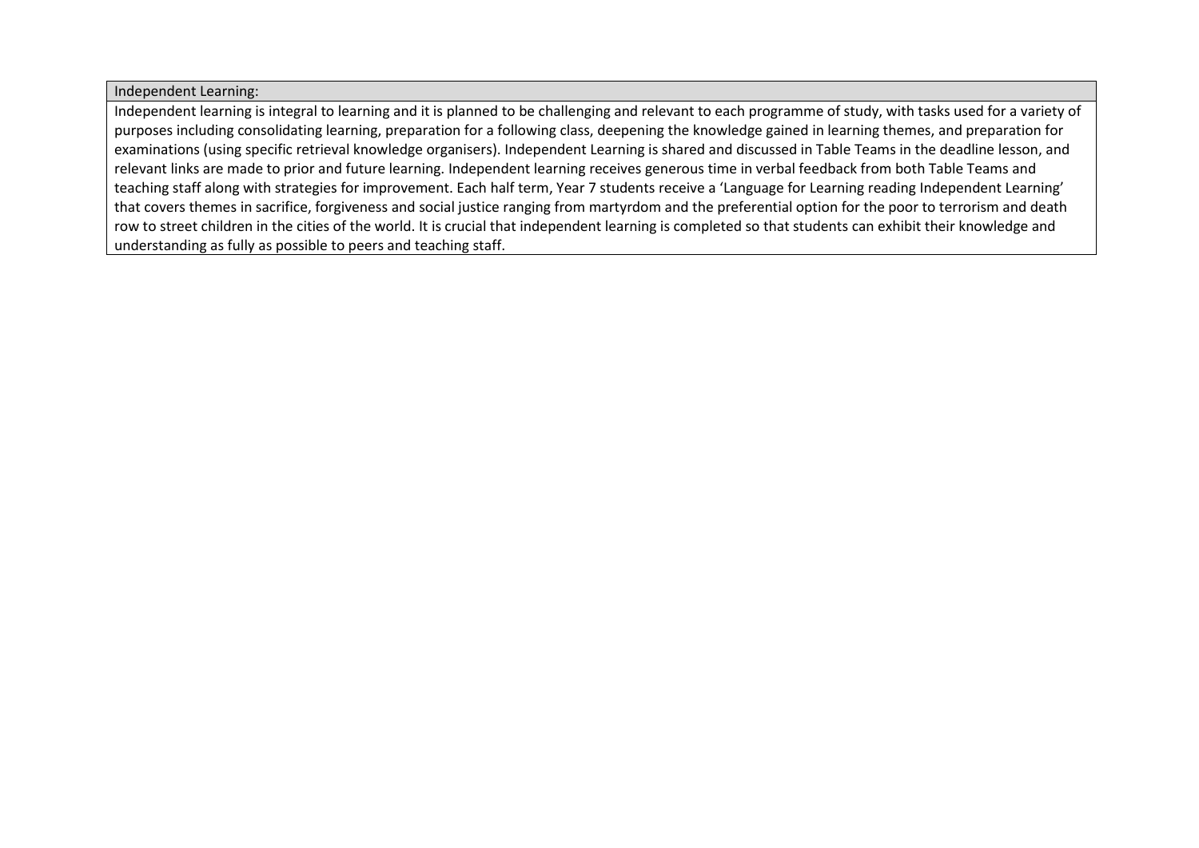| Independent Learning: |
| --- |
| Independent learning is integral to learning and it is planned to be challenging and relevant to each programme of study, with tasks used for a variety of purposes including consolidating learning, preparation for a following class, deepening the knowledge gained in learning themes, and preparation for examinations (using specific retrieval knowledge organisers). Independent Learning is shared and discussed in Table Teams in the deadline lesson, and relevant links are made to prior and future learning. Independent learning receives generous time in verbal feedback from both Table Teams and teaching staff along with strategies for improvement. Each half term, Year 7 students receive a 'Language for Learning reading Independent Learning' that covers themes in sacrifice, forgiveness and social justice ranging from martyrdom and the preferential option for the poor to terrorism and death row to street children in the cities of the world. It is crucial that independent learning is completed so that students can exhibit their knowledge and understanding as fully as possible to peers and teaching staff. |